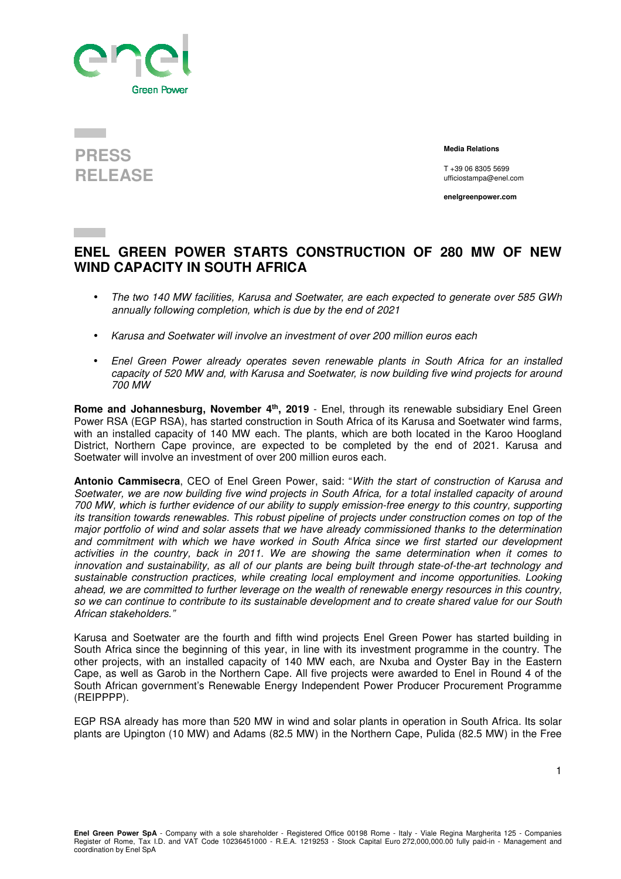PRESS RELEASE

**Media Relations**

T +39 06 8305 5699
ufficiostampa@enel.com

**enelgreenpower.com**

# ENEL GREEN POWER STARTS CONSTRUCTION OF 280 MW OF NEW WIND CAPACITY IN SOUTH AFRICA

- *The two 140 MW facilities, Karusa and Soetwater, are each expected to generate over 585 GWh annually following completion, which is due by the end of 2021*
- *Karusa and Soetwater will involve an investment of over 200 million euros each*
- *Enel Green Power already operates seven renewable plants in South Africa for an installed capacity of 520 MW and, with Karusa and Soetwater, is now building five wind projects for around 700 MW*

**Rome and Johannesburg, November 4th, 2019** - Enel, through its renewable subsidiary Enel Green Power RSA (EGP RSA), has started construction in South Africa of its Karusa and Soetwater wind farms, with an installed capacity of 140 MW each. The plants, which are both located in the Karoo Hoogland District, Northern Cape province, are expected to be completed by the end of 2021. Karusa and Soetwater will involve an investment of over 200 million euros each.

**Antonio Cammisecra**, CEO of Enel Green Power, said: "*With the start of construction of Karusa and Soetwater, we are now building five wind projects in South Africa, for a total installed capacity of around 700 MW, which is further evidence of our ability to supply emission-free energy to this country, supporting its transition towards renewables. This robust pipeline of projects under construction comes on top of the major portfolio of wind and solar assets that we have already commissioned thanks to the determination and commitment with which we have worked in South Africa since we first started our development activities in the country, back in 2011. We are showing the same determination when it comes to innovation and sustainability, as all of our plants are being built through state-of-the-art technology and sustainable construction practices, while creating local employment and income opportunities. Looking ahead, we are committed to further leverage on the wealth of renewable energy resources in this country, so we can continue to contribute to its sustainable development and to create shared value for our South African stakeholders.*"

Karusa and Soetwater are the fourth and fifth wind projects Enel Green Power has started building in South Africa since the beginning of this year, in line with its investment programme in the country. The other projects, with an installed capacity of 140 MW each, are Nxuba and Oyster Bay in the Eastern Cape, as well as Garob in the Northern Cape. All five projects were awarded to Enel in Round 4 of the South African government's Renewable Energy Independent Power Producer Procurement Programme (REIPPPP).

EGP RSA already has more than 520 MW in wind and solar plants in operation in South Africa. Its solar plants are Upington (10 MW) and Adams (82.5 MW) in the Northern Cape, Pulida (82.5 MW) in the Free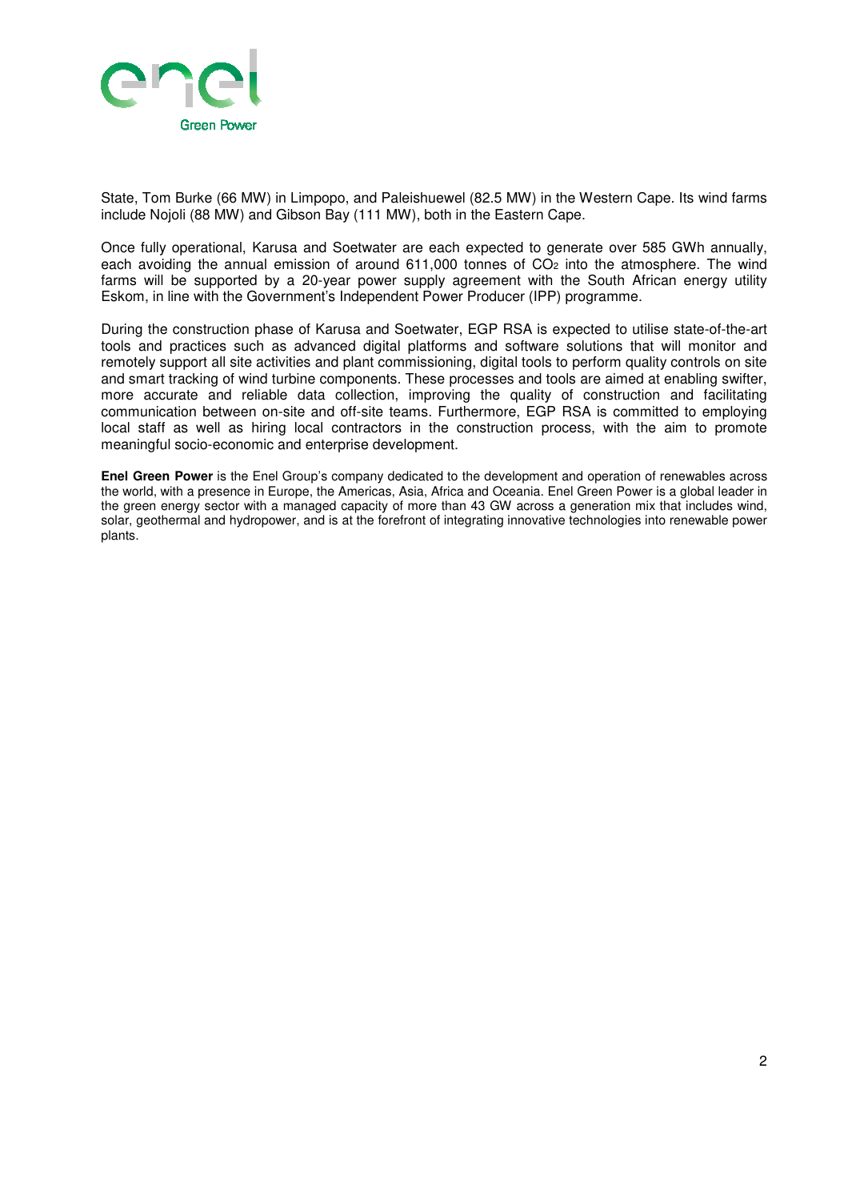State, Tom Burke (66 MW) in Limpopo, and Paleishuewel (82.5 MW) in the Western Cape. Its wind farms include Nojoli (88 MW) and Gibson Bay (111 MW), both in the Eastern Cape.

Once fully operational, Karusa and Soetwater are each expected to generate over 585 GWh annually, each avoiding the annual emission of around 611,000 tonnes of $CO_2$ into the atmosphere. The wind farms will be supported by a 20-year power supply agreement with the South African energy utility Eskom, in line with the Government's Independent Power Producer (IPP) programme.

During the construction phase of Karusa and Soetwater, EGP RSA is expected to utilise state-of-the-art tools and practices such as advanced digital platforms and software solutions that will monitor and remotely support all site activities and plant commissioning, digital tools to perform quality controls on site and smart tracking of wind turbine components. These processes and tools are aimed at enabling swifter, more accurate and reliable data collection, improving the quality of construction and facilitating communication between on-site and off-site teams. Furthermore, EGP RSA is committed to employing local staff as well as hiring local contractors in the construction process, with the aim to promote meaningful socio-economic and enterprise development.

**Enel Green Power** is the Enel Group's company dedicated to the development and operation of renewables across the world, with a presence in Europe, the Americas, Asia, Africa and Oceania. Enel Green Power is a global leader in the green energy sector with a managed capacity of more than 43 GW across a generation mix that includes wind, solar, geothermal and hydropower, and is at the forefront of integrating innovative technologies into renewable power plants.